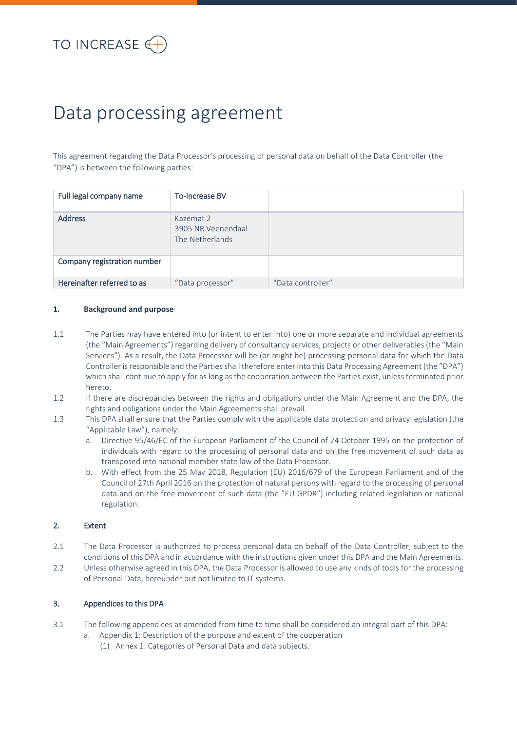TO INCREASE

# Data processing agreement

This agreement regarding the Data Processor's processing of personal data on behalf of the Data Controller (the "DPA") is between the following parties:

| Full legal company name | To-Increase BV | |
|---|---|---|
| Address | Kazemat 2<br>3905 NR Veenendaal<br>The Netherlands | |
| Company registration number | | |
| Hereinafter referred to as | "Data processor" | "Data controller" |

**1. Background and purpose**

1.1 The Parties may have entered into (or intent to enter into) one or more separate and individual agreements (the "Main Agreements") regarding delivery of consultancy services, projects or other deliverables (the "Main Services"). As a result, the Data Processor will be (or might be) processing personal data for which the Data Controller is responsible and the Parties shall therefore enter into this Data Processing Agreement (the "DPA") which shall continue to apply for as long as the cooperation between the Parties exist, unless terminated prior hereto.

1.2 If there are discrepancies between the rights and obligations under the Main Agreement and the DPA, the rights and obligations under the Main Agreements shall prevail.

1.3 This DPA shall ensure that the Parties comply with the applicable data protection and privacy legislation (the "Applicable Law"), namely:

a. Directive 95/46/EC of the European Parliament of the Council of 24 October 1995 on the protection of individuals with regard to the processing of personal data and on the free movement of such data as transposed into national member state law of the Data Processor.

b. With effect from the 25 May 2018, Regulation (EU) 2016/679 of the European Parliament and of the Council of 27th April 2016 on the protection of natural persons with regard to the processing of personal data and on the free movement of such data (the "EU GPDR") including related legislation or national regulation.

**2. Extent**

2.1 The Data Processor is authorized to process personal data on behalf of the Data Controller, subject to the conditions of this DPA and in accordance with the instructions given under this DPA and the Main Agreements.

2.2 Unless otherwise agreed in this DPA, the Data Processor is allowed to use any kinds of tools for the processing of Personal Data, hereunder but not limited to IT systems.

**3. Appendices to this DPA**

3.1 The following appendices as amended from time to time shall be considered an integral part of this DPA:

a. Appendix 1: Description of the purpose and extent of the cooperation

(1) Annex 1: Categories of Personal Data and data subjects.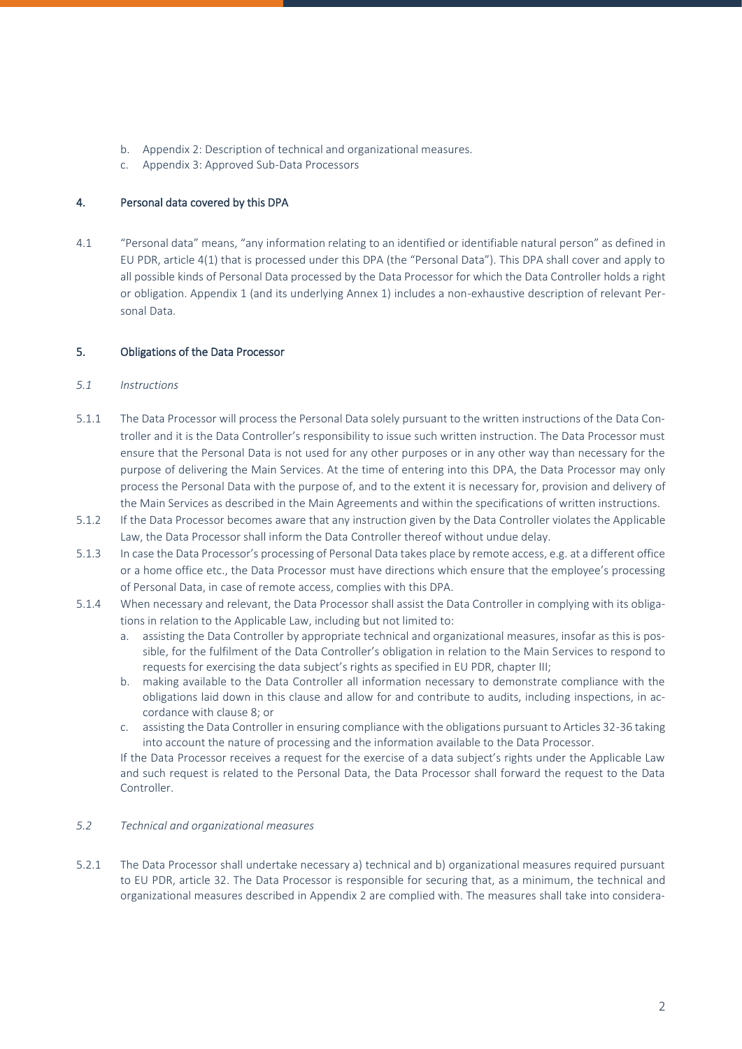b. Appendix 2: Description of technical and organizational measures.
c. Appendix 3: Approved Sub-Data Processors

## 4. Personal data covered by this DPA

4.1 "Personal data" means, "any information relating to an identified or identifiable natural person" as defined in EU PDR, article 4(1) that is processed under this DPA (the "Personal Data"). This DPA shall cover and apply to all possible kinds of Personal Data processed by the Data Processor for which the Data Controller holds a right or obligation. Appendix 1 (and its underlying Annex 1) includes a non-exhaustive description of relevant Personal Data.

## 5. Obligations of the Data Processor

### *5.1 Instructions*

5.1.1 The Data Processor will process the Personal Data solely pursuant to the written instructions of the Data Controller and it is the Data Controller's responsibility to issue such written instruction. The Data Processor must ensure that the Personal Data is not used for any other purposes or in any other way than necessary for the purpose of delivering the Main Services. At the time of entering into this DPA, the Data Processor may only process the Personal Data with the purpose of, and to the extent it is necessary for, provision and delivery of the Main Services as described in the Main Agreements and within the specifications of written instructions.

5.1.2 If the Data Processor becomes aware that any instruction given by the Data Controller violates the Applicable Law, the Data Processor shall inform the Data Controller thereof without undue delay.

5.1.3 In case the Data Processor's processing of Personal Data takes place by remote access, e.g. at a different office or a home office etc., the Data Processor must have directions which ensure that the employee's processing of Personal Data, in case of remote access, complies with this DPA.

5.1.4 When necessary and relevant, the Data Processor shall assist the Data Controller in complying with its obligations in relation to the Applicable Law, including but not limited to:

a. assisting the Data Controller by appropriate technical and organizational measures, insofar as this is possible, for the fulfilment of the Data Controller's obligation in relation to the Main Services to respond to requests for exercising the data subject's rights as specified in EU PDR, chapter III;
b. making available to the Data Controller all information necessary to demonstrate compliance with the obligations laid down in this clause and allow for and contribute to audits, including inspections, in accordance with clause 8; or
c. assisting the Data Controller in ensuring compliance with the obligations pursuant to Articles 32-36 taking into account the nature of processing and the information available to the Data Processor.

If the Data Processor receives a request for the exercise of a data subject's rights under the Applicable Law and such request is related to the Personal Data, the Data Processor shall forward the request to the Data Controller.

### *5.2 Technical and organizational measures*

5.2.1 The Data Processor shall undertake necessary a) technical and b) organizational measures required pursuant to EU PDR, article 32. The Data Processor is responsible for securing that, as a minimum, the technical and organizational measures described in Appendix 2 are complied with. The measures shall take into considera-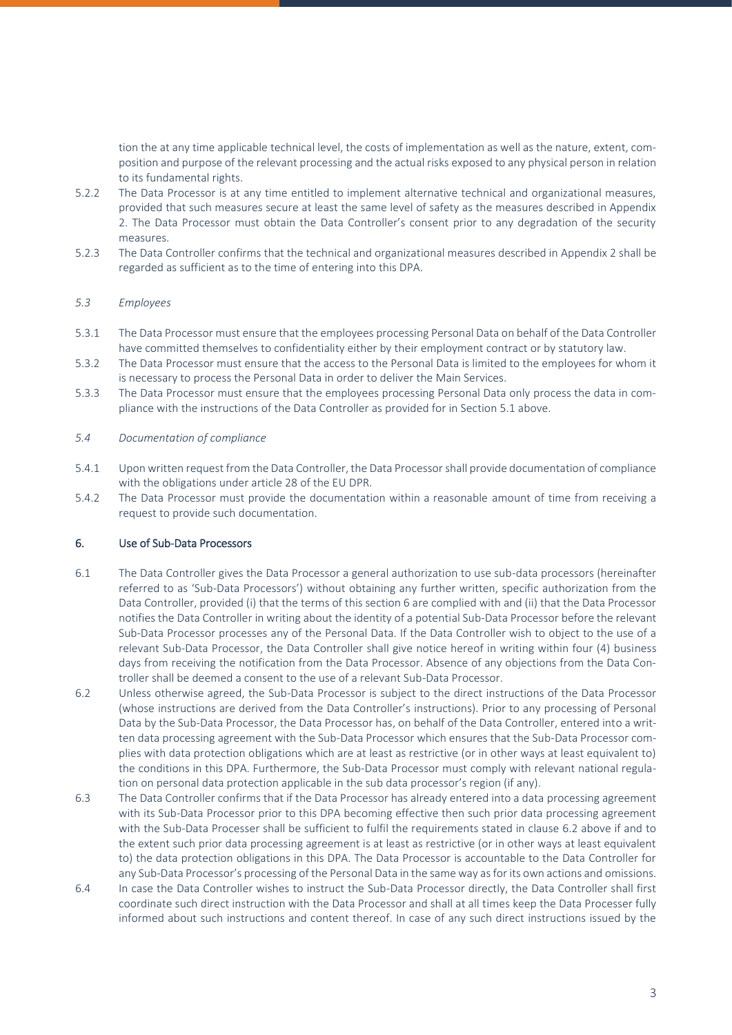tion the at any time applicable technical level, the costs of implementation as well as the nature, extent, composition and purpose of the relevant processing and the actual risks exposed to any physical person in relation to its fundamental rights.

5.2.2 The Data Processor is at any time entitled to implement alternative technical and organizational measures, provided that such measures secure at least the same level of safety as the measures described in Appendix 2. The Data Processor must obtain the Data Controller's consent prior to any degradation of the security measures.

5.2.3 The Data Controller confirms that the technical and organizational measures described in Appendix 2 shall be regarded as sufficient as to the time of entering into this DPA.

*5.3 Employees*

5.3.1 The Data Processor must ensure that the employees processing Personal Data on behalf of the Data Controller have committed themselves to confidentiality either by their employment contract or by statutory law.

5.3.2 The Data Processor must ensure that the access to the Personal Data is limited to the employees for whom it is necessary to process the Personal Data in order to deliver the Main Services.

5.3.3 The Data Processor must ensure that the employees processing Personal Data only process the data in compliance with the instructions of the Data Controller as provided for in Section 5.1 above.

*5.4 Documentation of compliance*

5.4.1 Upon written request from the Data Controller, the Data Processor shall provide documentation of compliance with the obligations under article 28 of the EU DPR.

5.4.2 The Data Processor must provide the documentation within a reasonable amount of time from receiving a request to provide such documentation.

## 6. Use of Sub-Data Processors

6.1 The Data Controller gives the Data Processor a general authorization to use sub-data processors (hereinafter referred to as 'Sub-Data Processors') without obtaining any further written, specific authorization from the Data Controller, provided (i) that the terms of this section 6 are complied with and (ii) that the Data Processor notifies the Data Controller in writing about the identity of a potential Sub-Data Processor before the relevant Sub-Data Processor processes any of the Personal Data. If the Data Controller wish to object to the use of a relevant Sub-Data Processor, the Data Controller shall give notice hereof in writing within four (4) business days from receiving the notification from the Data Processor. Absence of any objections from the Data Controller shall be deemed a consent to the use of a relevant Sub-Data Processor.

6.2 Unless otherwise agreed, the Sub-Data Processor is subject to the direct instructions of the Data Processor (whose instructions are derived from the Data Controller's instructions). Prior to any processing of Personal Data by the Sub-Data Processor, the Data Processor has, on behalf of the Data Controller, entered into a written data processing agreement with the Sub-Data Processor which ensures that the Sub-Data Processor complies with data protection obligations which are at least as restrictive (or in other ways at least equivalent to) the conditions in this DPA. Furthermore, the Sub-Data Processor must comply with relevant national regulation on personal data protection applicable in the sub data processor's region (if any).

6.3 The Data Controller confirms that if the Data Processor has already entered into a data processing agreement with its Sub-Data Processor prior to this DPA becoming effective then such prior data processing agreement with the Sub-Data Processer shall be sufficient to fulfil the requirements stated in clause 6.2 above if and to the extent such prior data processing agreement is at least as restrictive (or in other ways at least equivalent to) the data protection obligations in this DPA. The Data Processor is accountable to the Data Controller for any Sub-Data Processor's processing of the Personal Data in the same way as for its own actions and omissions.

6.4 In case the Data Controller wishes to instruct the Sub-Data Processor directly, the Data Controller shall first coordinate such direct instruction with the Data Processor and shall at all times keep the Data Processer fully informed about such instructions and content thereof. In case of any such direct instructions issued by the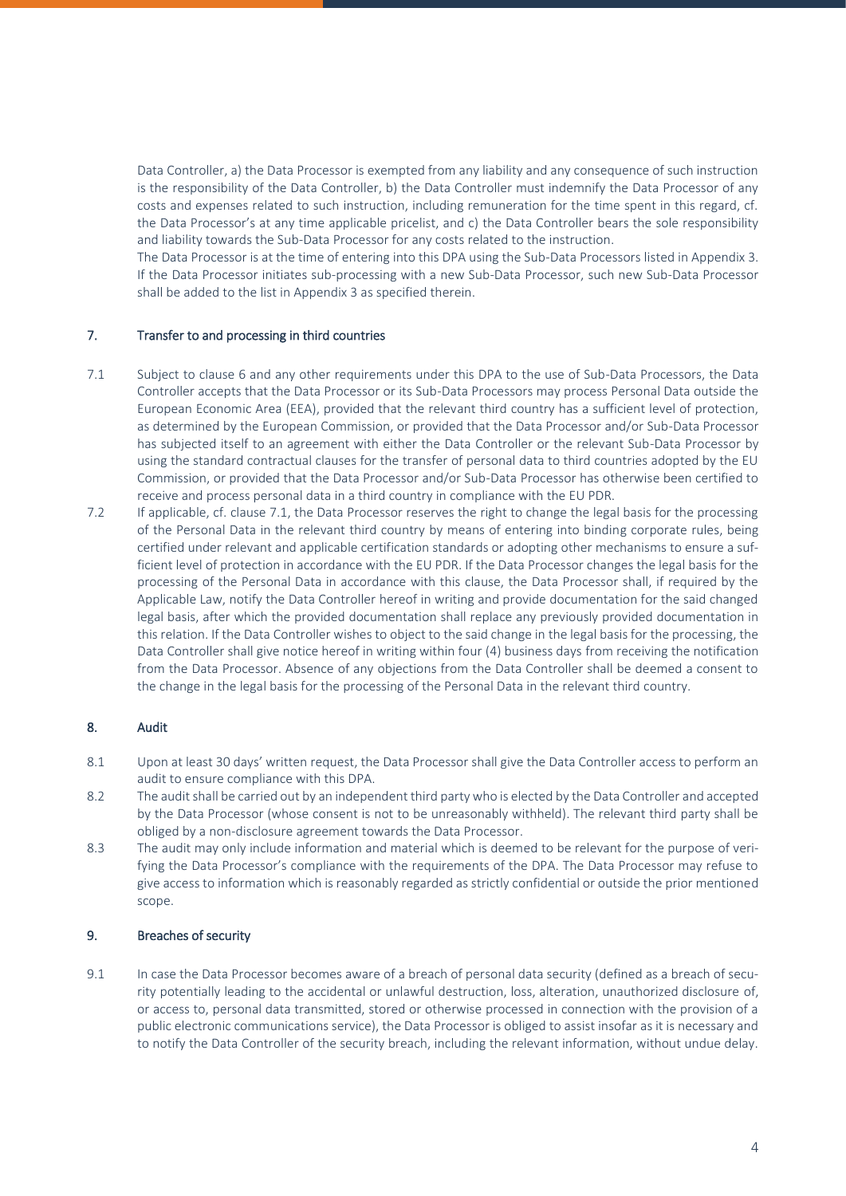Data Controller, a) the Data Processor is exempted from any liability and any consequence of such instruction is the responsibility of the Data Controller, b) the Data Controller must indemnify the Data Processor of any costs and expenses related to such instruction, including remuneration for the time spent in this regard, cf. the Data Processor's at any time applicable pricelist, and c) the Data Controller bears the sole responsibility and liability towards the Sub-Data Processor for any costs related to the instruction.

The Data Processor is at the time of entering into this DPA using the Sub-Data Processors listed in Appendix 3. If the Data Processor initiates sub-processing with a new Sub-Data Processor, such new Sub-Data Processor shall be added to the list in Appendix 3 as specified therein.

## 7. Transfer to and processing in third countries

7.1 Subject to clause 6 and any other requirements under this DPA to the use of Sub-Data Processors, the Data Controller accepts that the Data Processor or its Sub-Data Processors may process Personal Data outside the European Economic Area (EEA), provided that the relevant third country has a sufficient level of protection, as determined by the European Commission, or provided that the Data Processor and/or Sub-Data Processor has subjected itself to an agreement with either the Data Controller or the relevant Sub-Data Processor by using the standard contractual clauses for the transfer of personal data to third countries adopted by the EU Commission, or provided that the Data Processor and/or Sub-Data Processor has otherwise been certified to receive and process personal data in a third country in compliance with the EU PDR.

7.2 If applicable, cf. clause 7.1, the Data Processor reserves the right to change the legal basis for the processing of the Personal Data in the relevant third country by means of entering into binding corporate rules, being certified under relevant and applicable certification standards or adopting other mechanisms to ensure a sufficient level of protection in accordance with the EU PDR. If the Data Processor changes the legal basis for the processing of the Personal Data in accordance with this clause, the Data Processor shall, if required by the Applicable Law, notify the Data Controller hereof in writing and provide documentation for the said changed legal basis, after which the provided documentation shall replace any previously provided documentation in this relation. If the Data Controller wishes to object to the said change in the legal basis for the processing, the Data Controller shall give notice hereof in writing within four (4) business days from receiving the notification from the Data Processor. Absence of any objections from the Data Controller shall be deemed a consent to the change in the legal basis for the processing of the Personal Data in the relevant third country.

## 8. Audit

8.1 Upon at least 30 days' written request, the Data Processor shall give the Data Controller access to perform an audit to ensure compliance with this DPA.

8.2 The audit shall be carried out by an independent third party who is elected by the Data Controller and accepted by the Data Processor (whose consent is not to be unreasonably withheld). The relevant third party shall be obliged by a non-disclosure agreement towards the Data Processor.

8.3 The audit may only include information and material which is deemed to be relevant for the purpose of verifying the Data Processor's compliance with the requirements of the DPA. The Data Processor may refuse to give access to information which is reasonably regarded as strictly confidential or outside the prior mentioned scope.

## 9. Breaches of security

9.1 In case the Data Processor becomes aware of a breach of personal data security (defined as a breach of security potentially leading to the accidental or unlawful destruction, loss, alteration, unauthorized disclosure of, or access to, personal data transmitted, stored or otherwise processed in connection with the provision of a public electronic communications service), the Data Processor is obliged to assist insofar as it is necessary and to notify the Data Controller of the security breach, including the relevant information, without undue delay.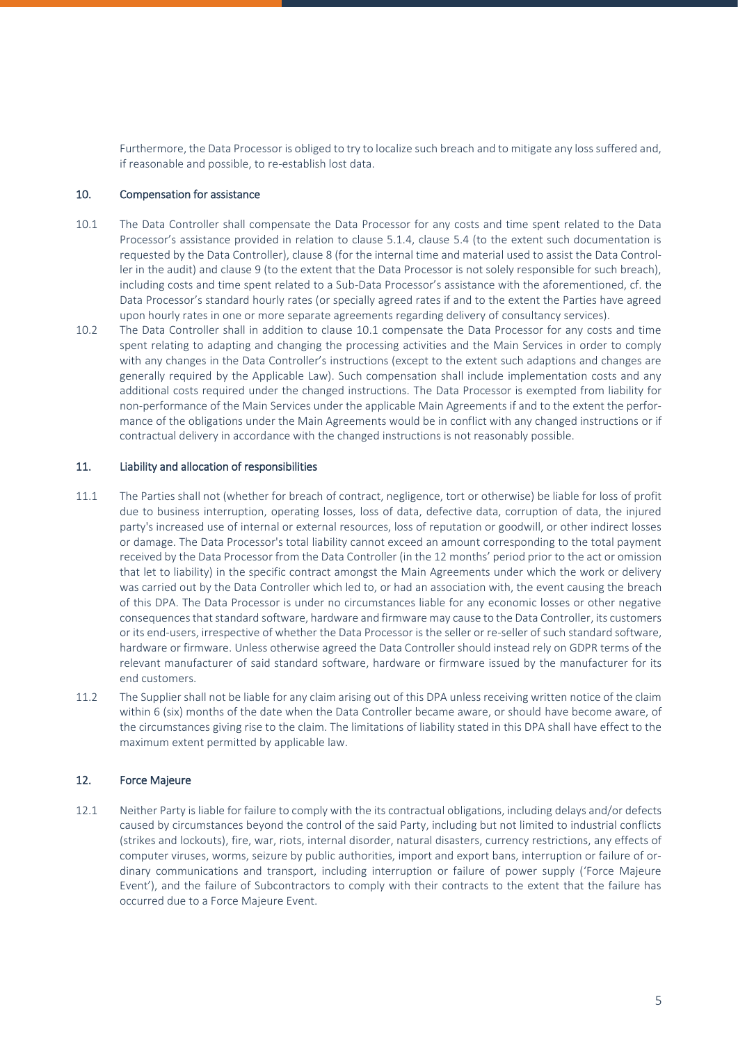Furthermore, the Data Processor is obliged to try to localize such breach and to mitigate any loss suffered and, if reasonable and possible, to re-establish lost data.

## 10. Compensation for assistance

10.1 The Data Controller shall compensate the Data Processor for any costs and time spent related to the Data Processor's assistance provided in relation to clause 5.1.4, clause 5.4 (to the extent such documentation is requested by the Data Controller), clause 8 (for the internal time and material used to assist the Data Controller in the audit) and clause 9 (to the extent that the Data Processor is not solely responsible for such breach), including costs and time spent related to a Sub-Data Processor's assistance with the aforementioned, cf. the Data Processor's standard hourly rates (or specially agreed rates if and to the extent the Parties have agreed upon hourly rates in one or more separate agreements regarding delivery of consultancy services).

10.2 The Data Controller shall in addition to clause 10.1 compensate the Data Processor for any costs and time spent relating to adapting and changing the processing activities and the Main Services in order to comply with any changes in the Data Controller's instructions (except to the extent such adaptions and changes are generally required by the Applicable Law). Such compensation shall include implementation costs and any additional costs required under the changed instructions. The Data Processor is exempted from liability for non-performance of the Main Services under the applicable Main Agreements if and to the extent the performance of the obligations under the Main Agreements would be in conflict with any changed instructions or if contractual delivery in accordance with the changed instructions is not reasonably possible.

## 11. Liability and allocation of responsibilities

11.1 The Parties shall not (whether for breach of contract, negligence, tort or otherwise) be liable for loss of profit due to business interruption, operating losses, loss of data, defective data, corruption of data, the injured party's increased use of internal or external resources, loss of reputation or goodwill, or other indirect losses or damage. The Data Processor's total liability cannot exceed an amount corresponding to the total payment received by the Data Processor from the Data Controller (in the 12 months' period prior to the act or omission that let to liability) in the specific contract amongst the Main Agreements under which the work or delivery was carried out by the Data Controller which led to, or had an association with, the event causing the breach of this DPA. The Data Processor is under no circumstances liable for any economic losses or other negative consequences that standard software, hardware and firmware may cause to the Data Controller, its customers or its end-users, irrespective of whether the Data Processor is the seller or re-seller of such standard software, hardware or firmware. Unless otherwise agreed the Data Controller should instead rely on GDPR terms of the relevant manufacturer of said standard software, hardware or firmware issued by the manufacturer for its end customers.

11.2 The Supplier shall not be liable for any claim arising out of this DPA unless receiving written notice of the claim within 6 (six) months of the date when the Data Controller became aware, or should have become aware, of the circumstances giving rise to the claim. The limitations of liability stated in this DPA shall have effect to the maximum extent permitted by applicable law.

## 12. Force Majeure

12.1 Neither Party is liable for failure to comply with the its contractual obligations, including delays and/or defects caused by circumstances beyond the control of the said Party, including but not limited to industrial conflicts (strikes and lockouts), fire, war, riots, internal disorder, natural disasters, currency restrictions, any effects of computer viruses, worms, seizure by public authorities, import and export bans, interruption or failure of ordinary communications and transport, including interruption or failure of power supply ('Force Majeure Event'), and the failure of Subcontractors to comply with their contracts to the extent that the failure has occurred due to a Force Majeure Event.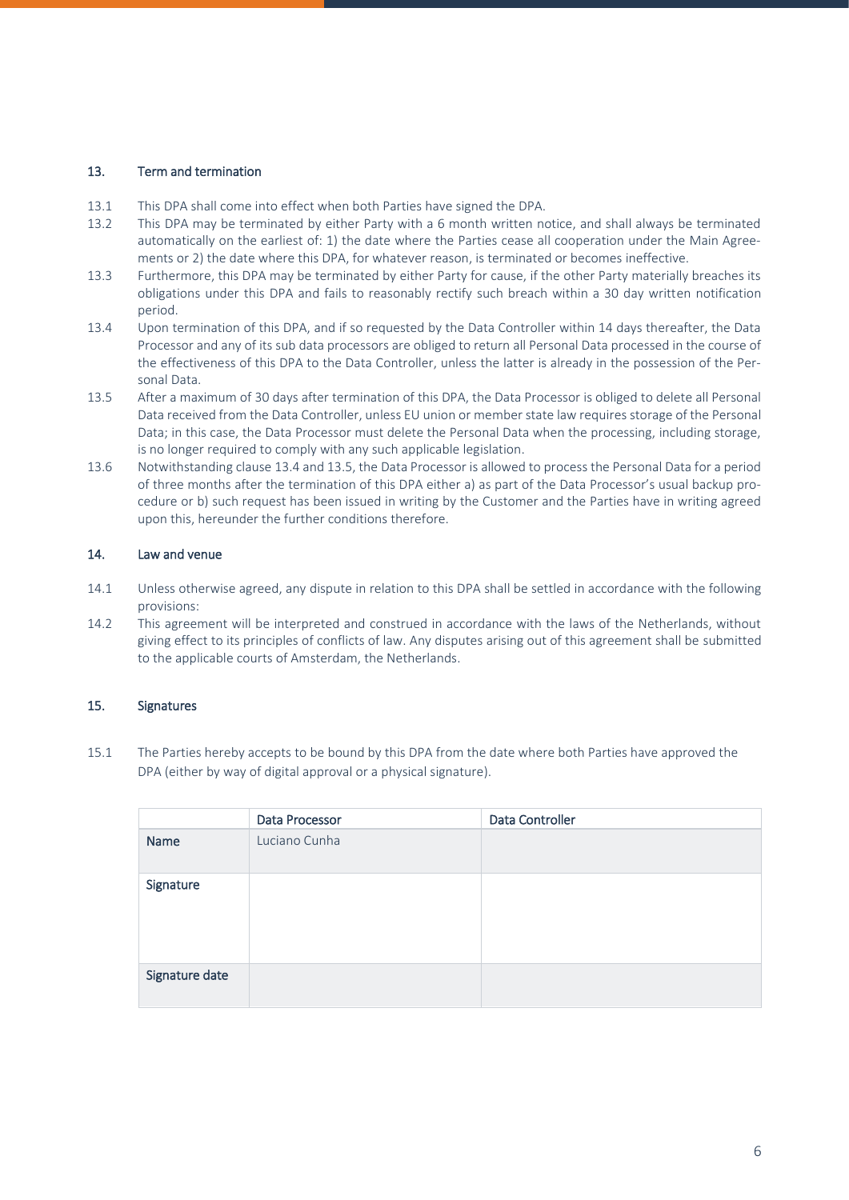## 13. Term and termination

13.1 This DPA shall come into effect when both Parties have signed the DPA.

13.2 This DPA may be terminated by either Party with a 6 month written notice, and shall always be terminated automatically on the earliest of: 1) the date where the Parties cease all cooperation under the Main Agreements or 2) the date where this DPA, for whatever reason, is terminated or becomes ineffective.

13.3 Furthermore, this DPA may be terminated by either Party for cause, if the other Party materially breaches its obligations under this DPA and fails to reasonably rectify such breach within a 30 day written notification period.

13.4 Upon termination of this DPA, and if so requested by the Data Controller within 14 days thereafter, the Data Processor and any of its sub data processors are obliged to return all Personal Data processed in the course of the effectiveness of this DPA to the Data Controller, unless the latter is already in the possession of the Personal Data.

13.5 After a maximum of 30 days after termination of this DPA, the Data Processor is obliged to delete all Personal Data received from the Data Controller, unless EU union or member state law requires storage of the Personal Data; in this case, the Data Processor must delete the Personal Data when the processing, including storage, is no longer required to comply with any such applicable legislation.

13.6 Notwithstanding clause 13.4 and 13.5, the Data Processor is allowed to process the Personal Data for a period of three months after the termination of this DPA either a) as part of the Data Processor's usual backup procedure or b) such request has been issued in writing by the Customer and the Parties have in writing agreed upon this, hereunder the further conditions therefore.

## 14. Law and venue

14.1 Unless otherwise agreed, any dispute in relation to this DPA shall be settled in accordance with the following provisions:

14.2 This agreement will be interpreted and construed in accordance with the laws of the Netherlands, without giving effect to its principles of conflicts of law. Any disputes arising out of this agreement shall be submitted to the applicable courts of Amsterdam, the Netherlands.

## 15. Signatures

15.1 The Parties hereby accepts to be bound by this DPA from the date where both Parties have approved the DPA (either by way of digital approval or a physical signature).

| | Data Processor | Data Controller |
|---|---|---|
| Name | Luciano Cunha | |
| Signature | | |
| Signature date | | |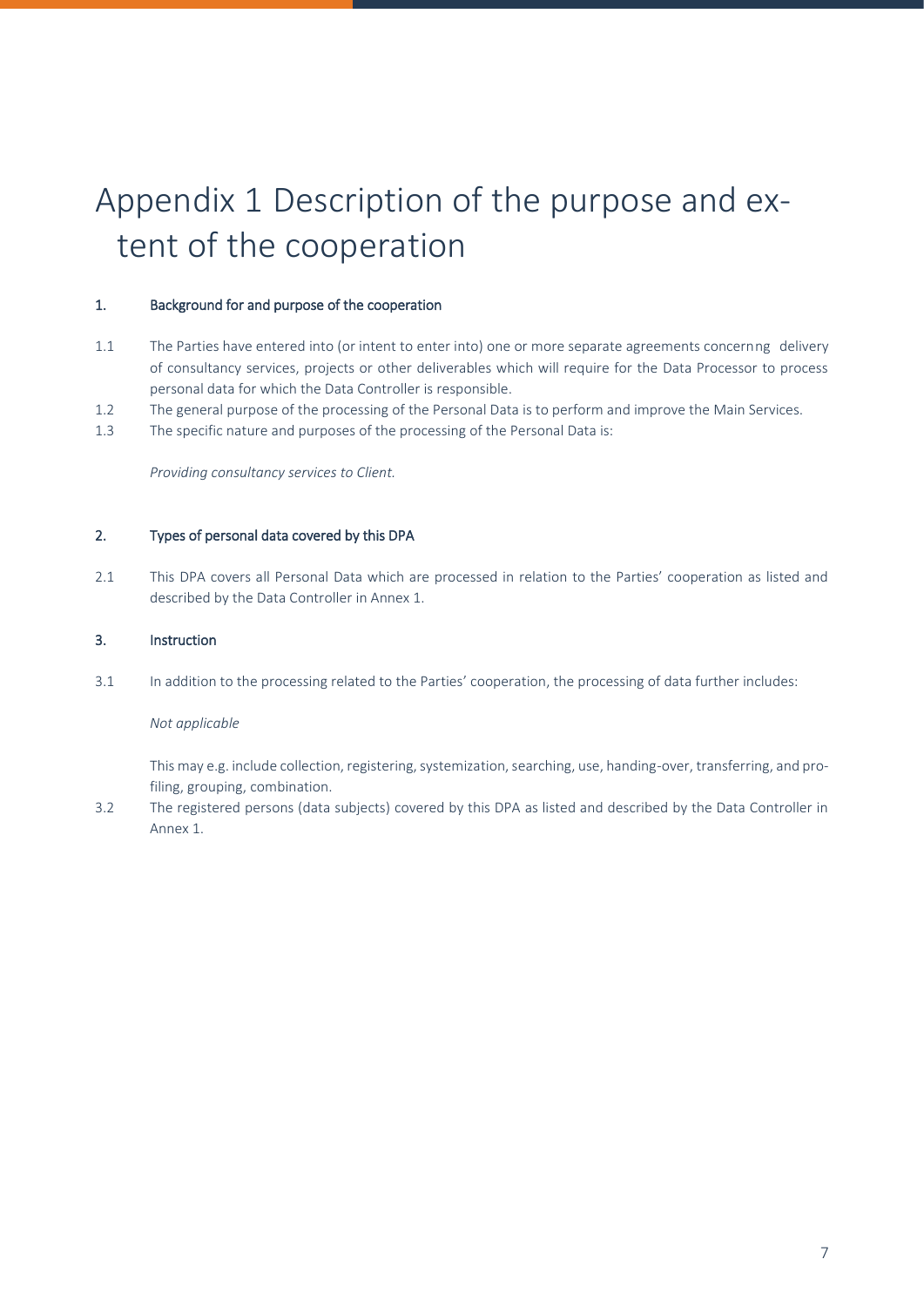# Appendix 1 Description of the purpose and extent of the cooperation

## 1. Background for and purpose of the cooperation

1.1 The Parties have entered into (or intent to enter into) one or more separate agreements concernng delivery of consultancy services, projects or other deliverables which will require for the Data Processor to process personal data for which the Data Controller is responsible.

1.2 The general purpose of the processing of the Personal Data is to perform and improve the Main Services.

1.3 The specific nature and purposes of the processing of the Personal Data is:

*Providing consultancy services to Client.*

## 2. Types of personal data covered by this DPA

2.1 This DPA covers all Personal Data which are processed in relation to the Parties' cooperation as listed and described by the Data Controller in Annex 1.

## 3. Instruction

3.1 In addition to the processing related to the Parties' cooperation, the processing of data further includes:

*Not applicable*

This may e.g. include collection, registering, systemization, searching, use, handing-over, transferring, and profiling, grouping, combination.

3.2 The registered persons (data subjects) covered by this DPA as listed and described by the Data Controller in Annex 1.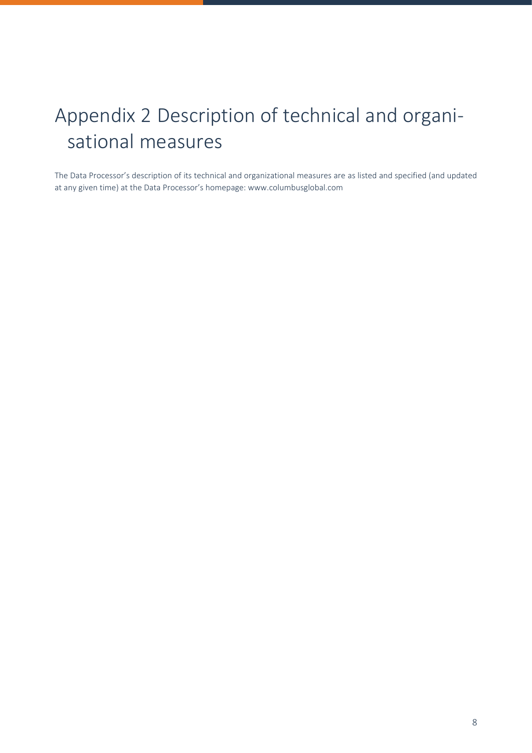# Appendix 2 Description of technical and organisational measures

The Data Processor's description of its technical and organizational measures are as listed and specified (and updated at any given time) at the Data Processor's homepage: www.columbusglobal.com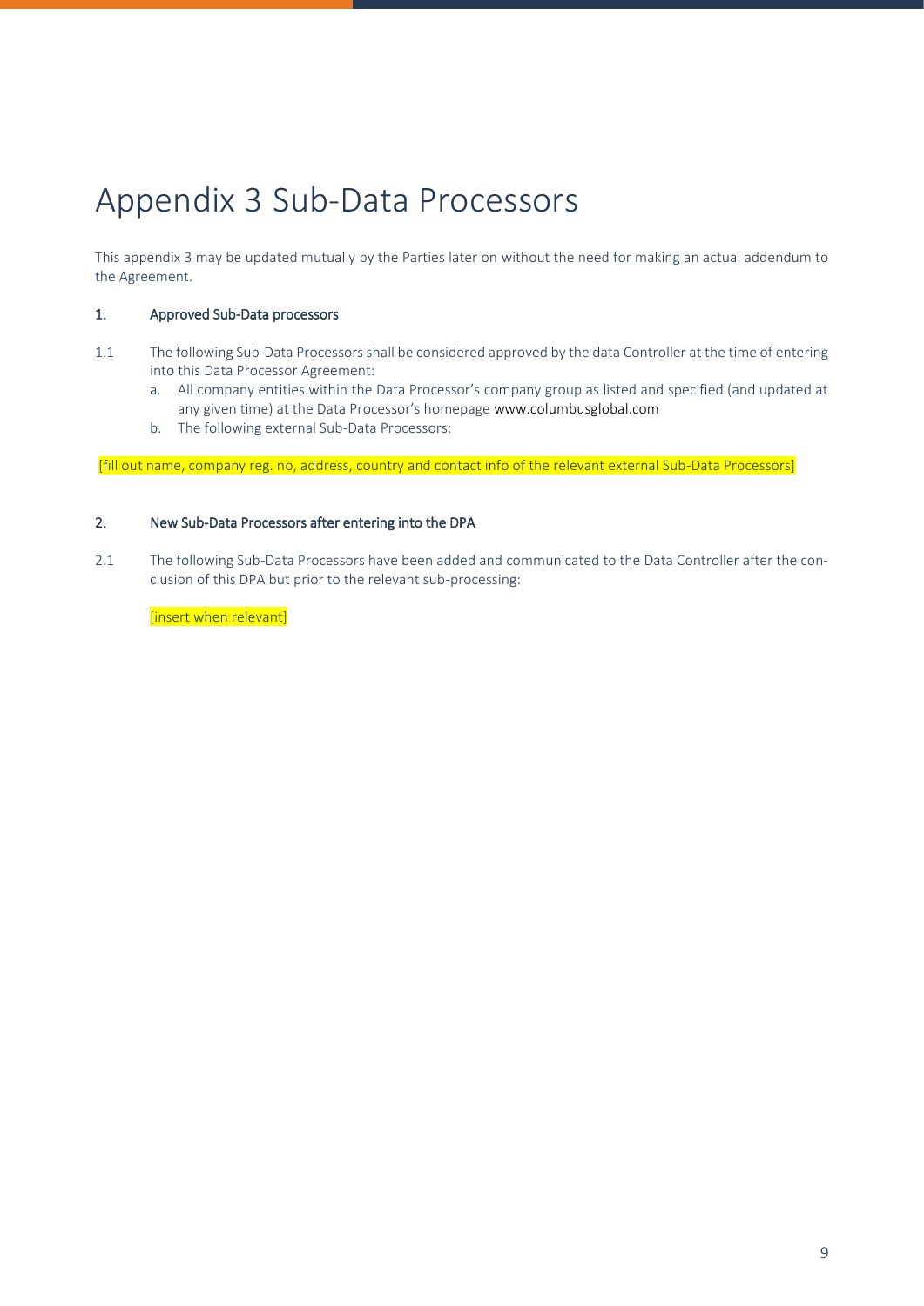# Appendix 3 Sub-Data Processors

This appendix 3 may be updated mutually by the Parties later on without the need for making an actual addendum to the Agreement.

### 1. Approved Sub-Data processors

1.1 The following Sub-Data Processors shall be considered approved by the data Controller at the time of entering into this Data Processor Agreement:

a. All company entities within the Data Processor's company group as listed and specified (and updated at any given time) at the Data Processor's homepage www.columbusglobal.com

b. The following external Sub-Data Processors:

[fill out name, company reg. no, address, country and contact info of the relevant external Sub-Data Processors]

### 2. New Sub-Data Processors after entering into the DPA

2.1 The following Sub-Data Processors have been added and communicated to the Data Controller after the conclusion of this DPA but prior to the relevant sub-processing:

[insert when relevant]